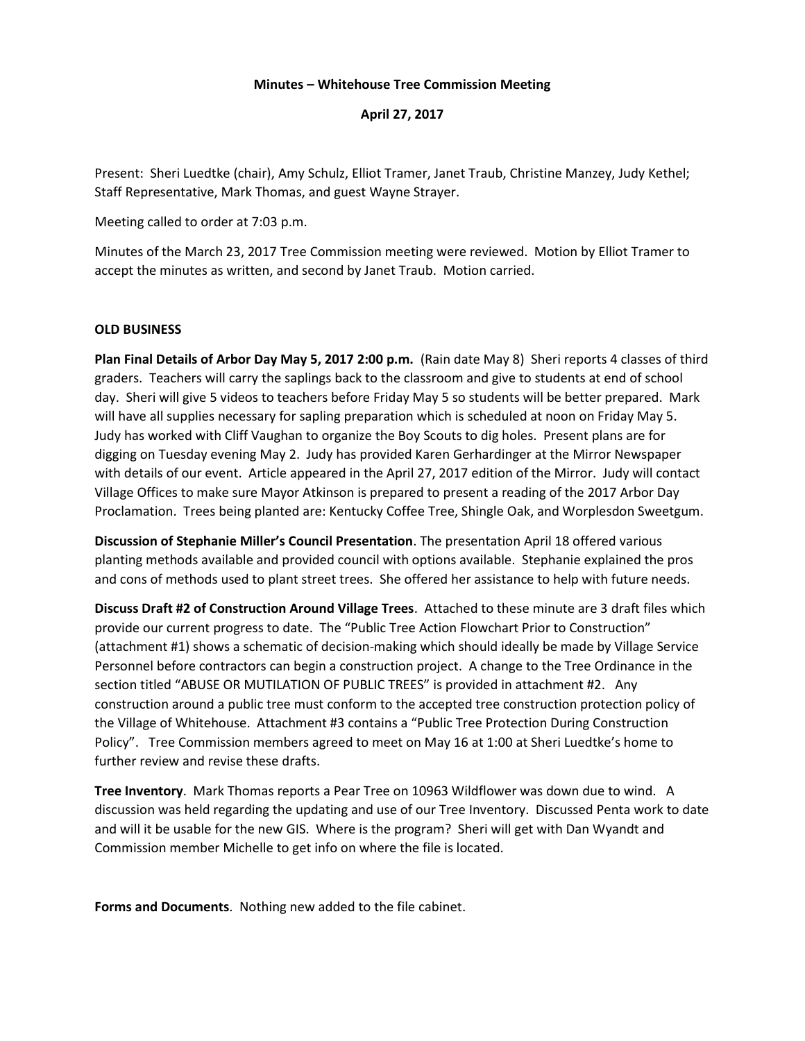**Minutes – Whitehouse Tree Commission Meeting**

**April 27, 2017**

Present: Sheri Luedtke (chair), Amy Schulz, Elliot Tramer, Janet Traub, Christine Manzey, Judy Kethel; Staff Representative, Mark Thomas, and guest Wayne Strayer.

Meeting called to order at 7:03 p.m.

Minutes of the March 23, 2017 Tree Commission meeting were reviewed. Motion by Elliot Tramer to accept the minutes as written, and second by Janet Traub. Motion carried.

**OLD BUSINESS**

**Plan Final Details of Arbor Day May 5, 2017 2:00 p.m.** (Rain date May 8) Sheri reports 4 classes of third graders. Teachers will carry the saplings back to the classroom and give to students at end of school day. Sheri will give 5 videos to teachers before Friday May 5 so students will be better prepared. Mark will have all supplies necessary for sapling preparation which is scheduled at noon on Friday May 5. Judy has worked with Cliff Vaughan to organize the Boy Scouts to dig holes. Present plans are for digging on Tuesday evening May 2. Judy has provided Karen Gerhardinger at the Mirror Newspaper with details of our event. Article appeared in the April 27, 2017 edition of the Mirror. Judy will contact Village Offices to make sure Mayor Atkinson is prepared to present a reading of the 2017 Arbor Day Proclamation. Trees being planted are: Kentucky Coffee Tree, Shingle Oak, and Worplesdon Sweetgum.

**Discussion of Stephanie Miller's Council Presentation**. The presentation April 18 offered various planting methods available and provided council with options available. Stephanie explained the pros and cons of methods used to plant street trees. She offered her assistance to help with future needs.

**Discuss Draft #2 of Construction Around Village Trees**. Attached to these minute are 3 draft files which provide our current progress to date. The "Public Tree Action Flowchart Prior to Construction" (attachment #1) shows a schematic of decision-making which should ideally be made by Village Service Personnel before contractors can begin a construction project. A change to the Tree Ordinance in the section titled "ABUSE OR MUTILATION OF PUBLIC TREES" is provided in attachment #2. Any construction around a public tree must conform to the accepted tree construction protection policy of the Village of Whitehouse. Attachment #3 contains a "Public Tree Protection During Construction Policy". Tree Commission members agreed to meet on May 16 at 1:00 at Sheri Luedtke's home to further review and revise these drafts.

**Tree Inventory**. Mark Thomas reports a Pear Tree on 10963 Wildflower was down due to wind. A discussion was held regarding the updating and use of our Tree Inventory. Discussed Penta work to date and will it be usable for the new GIS. Where is the program? Sheri will get with Dan Wyandt and Commission member Michelle to get info on where the file is located.

**Forms and Documents**. Nothing new added to the file cabinet.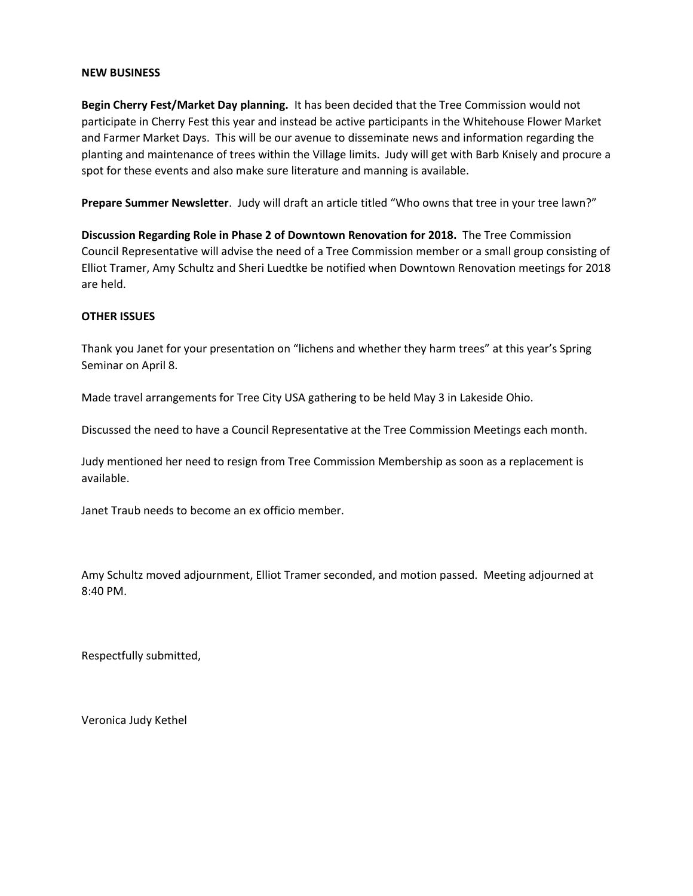**NEW BUSINESS**

**Begin Cherry Fest/Market Day planning.** It has been decided that the Tree Commission would not participate in Cherry Fest this year and instead be active participants in the Whitehouse Flower Market and Farmer Market Days. This will be our avenue to disseminate news and information regarding the planting and maintenance of trees within the Village limits. Judy will get with Barb Knisely and procure a spot for these events and also make sure literature and manning is available.

**Prepare Summer Newsletter**. Judy will draft an article titled "Who owns that tree in your tree lawn?"

**Discussion Regarding Role in Phase 2 of Downtown Renovation for 2018.** The Tree Commission Council Representative will advise the need of a Tree Commission member or a small group consisting of Elliot Tramer, Amy Schultz and Sheri Luedtke be notified when Downtown Renovation meetings for 2018 are held.

**OTHER ISSUES**

Thank you Janet for your presentation on "lichens and whether they harm trees" at this year's Spring Seminar on April 8.

Made travel arrangements for Tree City USA gathering to be held May 3 in Lakeside Ohio.

Discussed the need to have a Council Representative at the Tree Commission Meetings each month.

Judy mentioned her need to resign from Tree Commission Membership as soon as a replacement is available.

Janet Traub needs to become an ex officio member.

Amy Schultz moved adjournment, Elliot Tramer seconded, and motion passed. Meeting adjourned at 8:40 PM.

Respectfully submitted,

Veronica Judy Kethel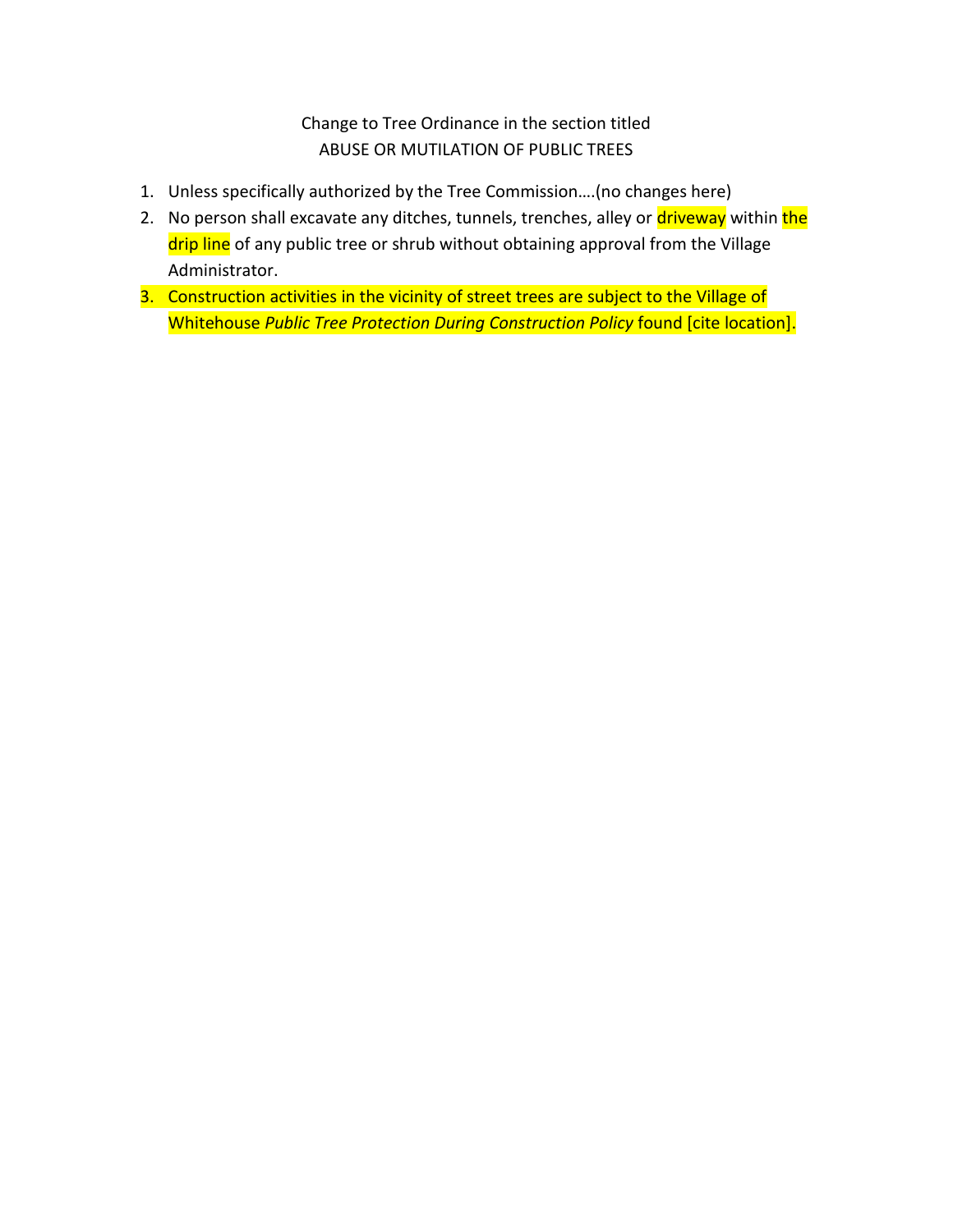Change to Tree Ordinance in the section titled
ABUSE OR MUTILATION OF PUBLIC TREES

1. Unless specifically authorized by the Tree Commission….(no changes here)
2. No person shall excavate any ditches, tunnels, trenches, alley or driveway within the drip line of any public tree or shrub without obtaining approval from the Village Administrator.
3. Construction activities in the vicinity of street trees are subject to the Village of Whitehouse *Public Tree Protection During Construction Policy* found [cite location].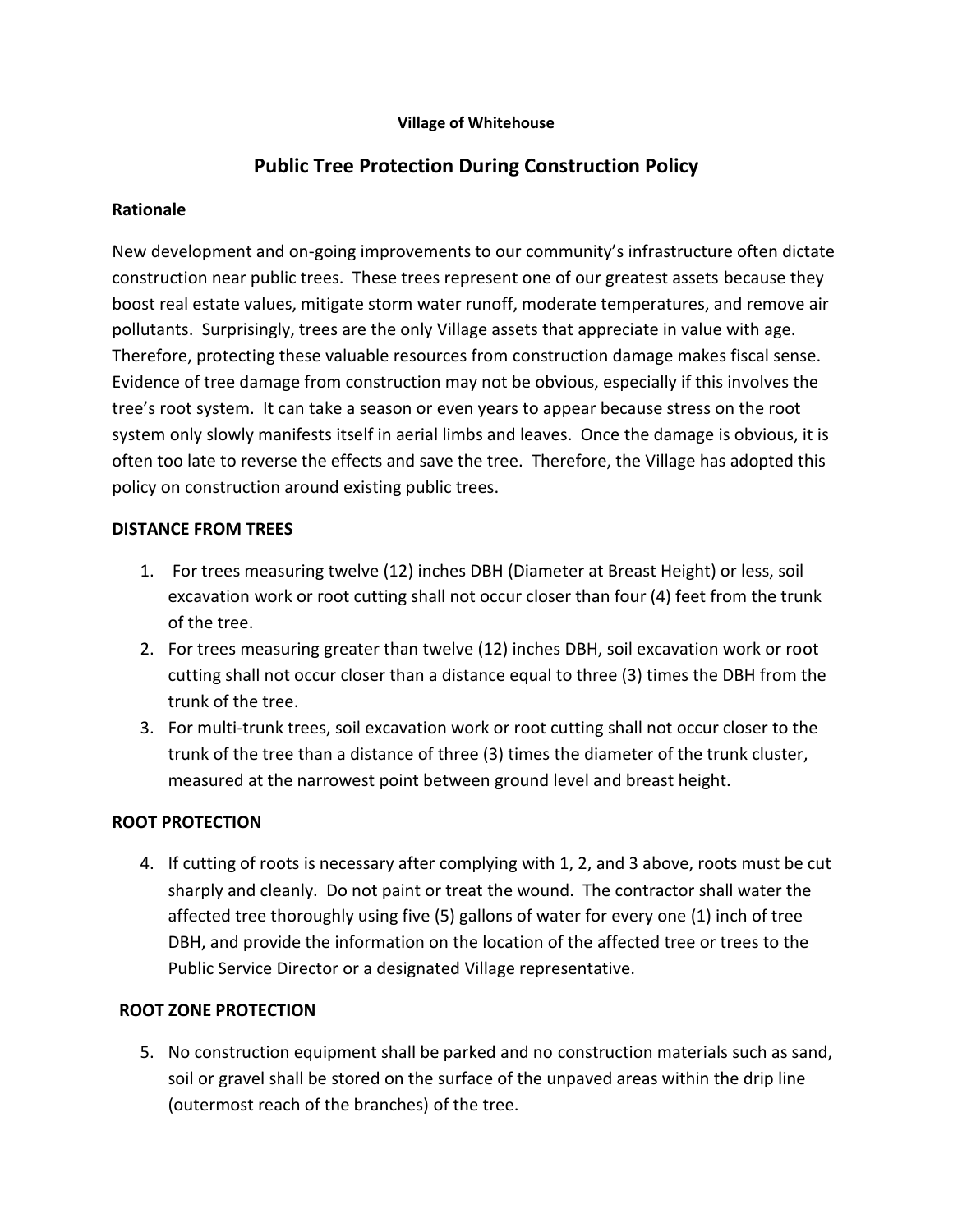**Village of Whitehouse**

# Public Tree Protection During Construction Policy

## Rationale

New development and on-going improvements to our community's infrastructure often dictate construction near public trees. These trees represent one of our greatest assets because they boost real estate values, mitigate storm water runoff, moderate temperatures, and remove air pollutants. Surprisingly, trees are the only Village assets that appreciate in value with age. Therefore, protecting these valuable resources from construction damage makes fiscal sense. Evidence of tree damage from construction may not be obvious, especially if this involves the tree's root system. It can take a season or even years to appear because stress on the root system only slowly manifests itself in aerial limbs and leaves. Once the damage is obvious, it is often too late to reverse the effects and save the tree. Therefore, the Village has adopted this policy on construction around existing public trees.

## DISTANCE FROM TREES

1. For trees measuring twelve (12) inches DBH (Diameter at Breast Height) or less, soil excavation work or root cutting shall not occur closer than four (4) feet from the trunk of the tree.
2. For trees measuring greater than twelve (12) inches DBH, soil excavation work or root cutting shall not occur closer than a distance equal to three (3) times the DBH from the trunk of the tree.
3. For multi-trunk trees, soil excavation work or root cutting shall not occur closer to the trunk of the tree than a distance of three (3) times the diameter of the trunk cluster, measured at the narrowest point between ground level and breast height.

## ROOT PROTECTION

4. If cutting of roots is necessary after complying with 1, 2, and 3 above, roots must be cut sharply and cleanly. Do not paint or treat the wound. The contractor shall water the affected tree thoroughly using five (5) gallons of water for every one (1) inch of tree DBH, and provide the information on the location of the affected tree or trees to the Public Service Director or a designated Village representative.

## ROOT ZONE PROTECTION

5. No construction equipment shall be parked and no construction materials such as sand, soil or gravel shall be stored on the surface of the unpaved areas within the drip line (outermost reach of the branches) of the tree.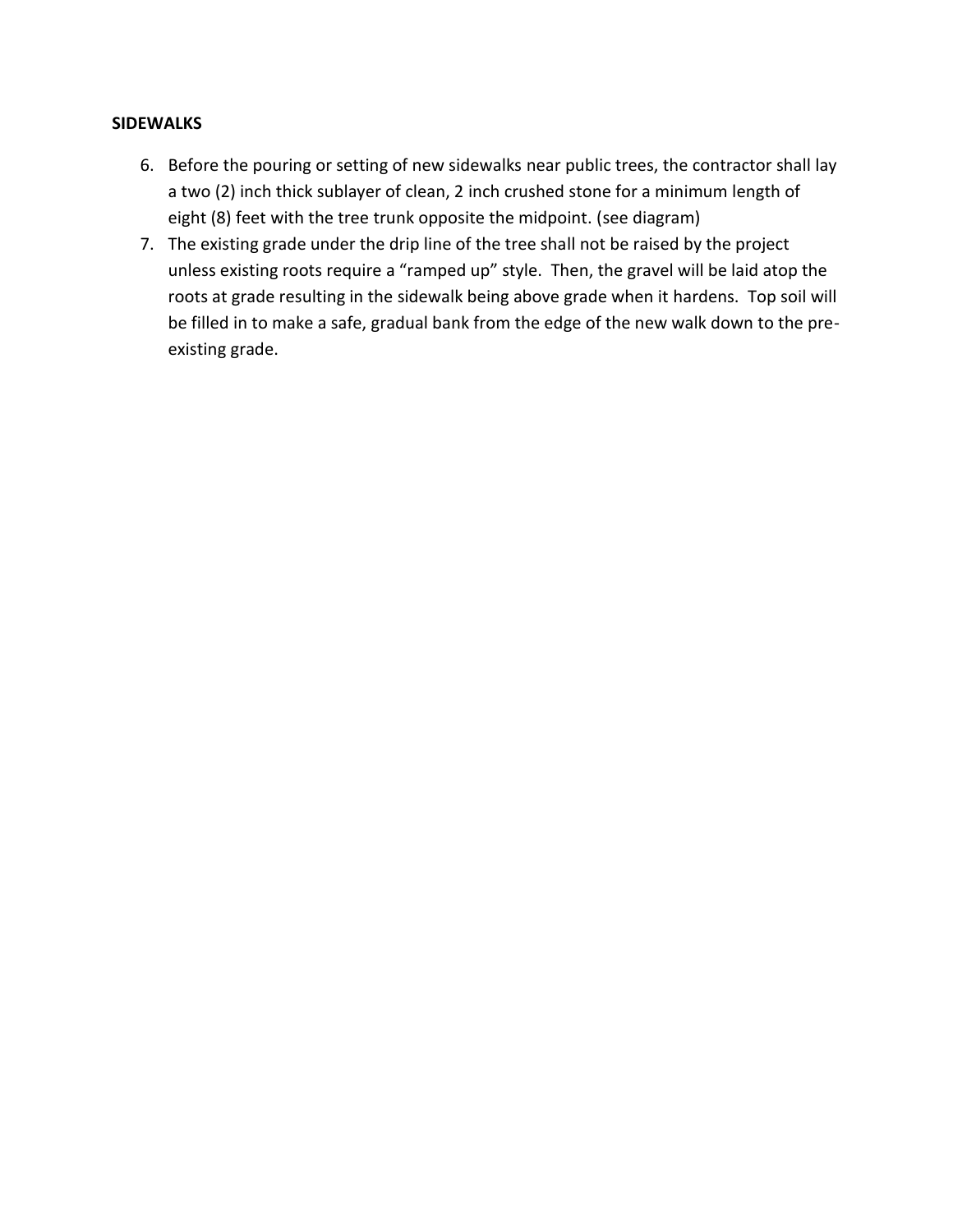**SIDEWALKS**

6. Before the pouring or setting of new sidewalks near public trees, the contractor shall lay a two (2) inch thick sublayer of clean, 2 inch crushed stone for a minimum length of eight (8) feet with the tree trunk opposite the midpoint. (see diagram)
7. The existing grade under the drip line of the tree shall not be raised by the project unless existing roots require a “ramped up” style. Then, the gravel will be laid atop the roots at grade resulting in the sidewalk being above grade when it hardens. Top soil will be filled in to make a safe, gradual bank from the edge of the new walk down to the pre-existing grade.